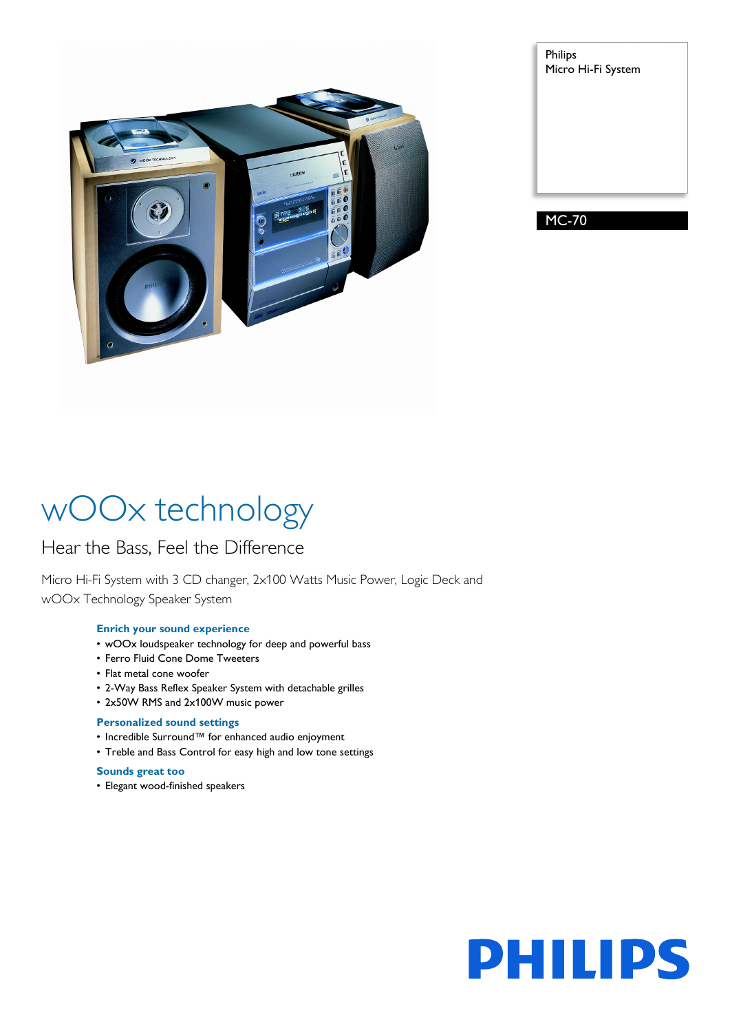Philips
Micro Hi-Fi System

MC-70

# wOOx technology

## Hear the Bass, Feel the Difference

Micro Hi-Fi System with 3 CD changer, 2x100 Watts Music Power, Logic Deck and wOOx Technology Speaker System

### Enrich your sound experience

- wOOx loudspeaker technology for deep and powerful bass
- Ferro Fluid Cone Dome Tweeters
- Flat metal cone woofer
- 2-Way Bass Reflex Speaker System with detachable grilles
- 2x50W RMS and 2x100W music power

### Personalized sound settings

- Incredible Surround™ for enhanced audio enjoyment
- Treble and Bass Control for easy high and low tone settings

### Sounds great too

- Elegant wood-finished speakers

PHILIPS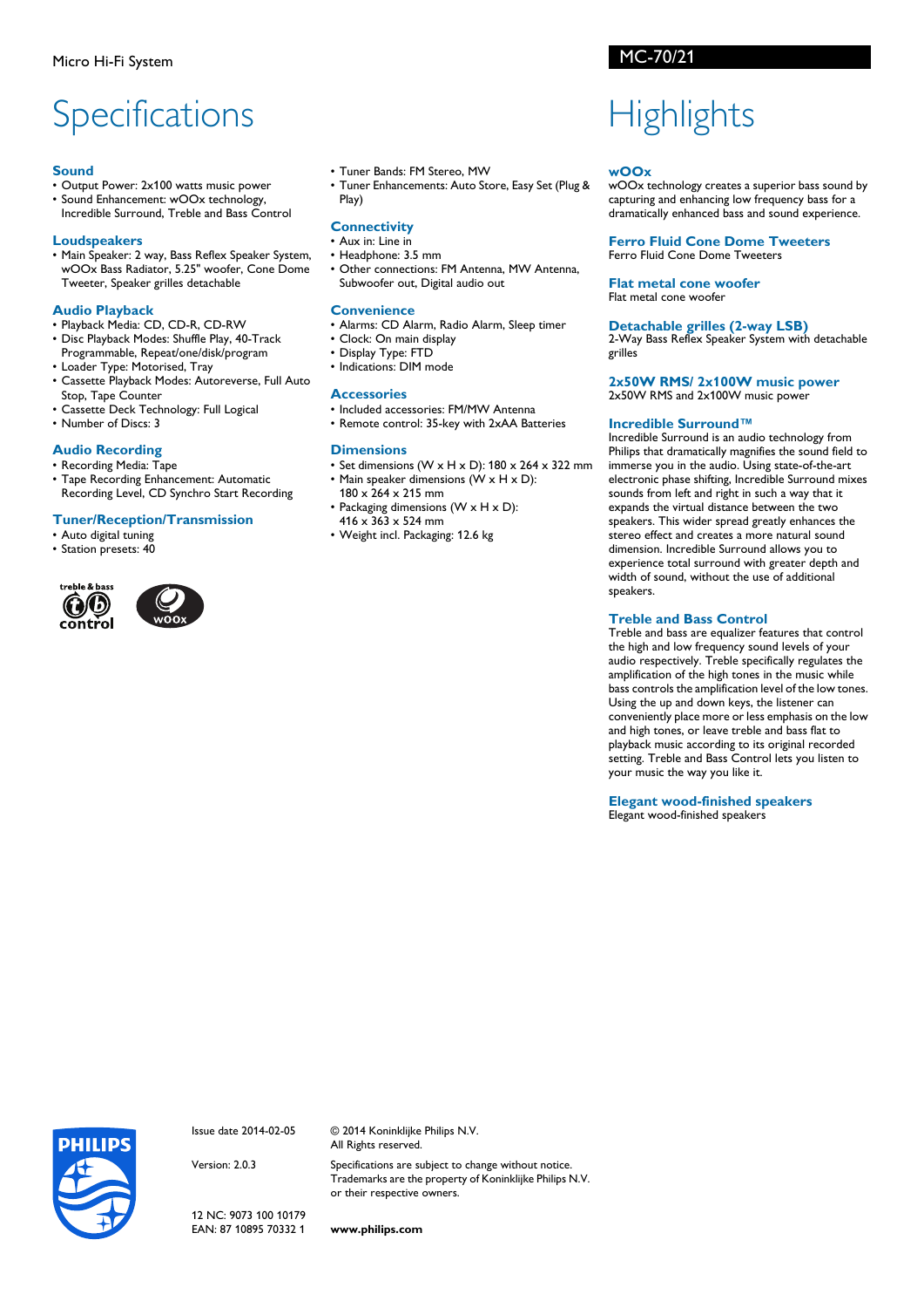Micro Hi-Fi System

MC-70/21

# Specifications

## Sound
- Output Power: 2x100 watts music power
- Sound Enhancement: wOOx technology, Incredible Surround, Treble and Bass Control

## Loudspeakers
- Main Speaker: 2 way, Bass Reflex Speaker System, wOOx Bass Radiator, 5.25" woofer, Cone Dome Tweeter, Speaker grilles detachable

## Audio Playback
- Playback Media: CD, CD-R, CD-RW
- Disc Playback Modes: Shuffle Play, 40-Track Programmable, Repeat/one/disk/program
- Loader Type: Motorised, Tray
- Cassette Playback Modes: Autoreverse, Full Auto Stop, Tape Counter
- Cassette Deck Technology: Full Logical
- Number of Discs: 3

## Audio Recording
- Recording Media: Tape
- Tape Recording Enhancement: Automatic Recording Level, CD Synchro Start Recording

## Tuner/Reception/Transmission
- Auto digital tuning
- Station presets: 40
- Tuner Bands: FM Stereo, MW
- Tuner Enhancements: Auto Store, Easy Set (Plug & Play)

## Connectivity
- Aux in: Line in
- Headphone: 3.5 mm
- Other connections: FM Antenna, MW Antenna, Subwoofer out, Digital audio out

## Convenience
- Alarms: CD Alarm, Radio Alarm, Sleep timer
- Clock: On main display
- Display Type: FTD
- Indications: DIM mode

## Accessories
- Included accessories: FM/MW Antenna
- Remote control: 35-key with 2xAA Batteries

## Dimensions
- Set dimensions (W x H x D): 180 x 264 x 322 mm
- Main speaker dimensions (W x H x D): 180 x 264 x 215 mm
- Packaging dimensions (W x H x D): 416 x 363 x 524 mm
- Weight incl. Packaging: 12.6 kg

# Highlights

## wOOx
wOOx technology creates a superior bass sound by capturing and enhancing low frequency bass for a dramatically enhanced bass and sound experience.

## Ferro Fluid Cone Dome Tweeters
Ferro Fluid Cone Dome Tweeters

## Flat metal cone woofer
Flat metal cone woofer

## Detachable grilles (2-way LSB)
2-Way Bass Reflex Speaker System with detachable grilles

## 2x50W RMS/ 2x100W music power
2x50W RMS and 2x100W music power

## Incredible Surround™
Incredible Surround is an audio technology from Philips that dramatically magnifies the sound field to immerse you in the audio. Using state-of-the-art electronic phase shifting, Incredible Surround mixes sounds from left and right in such a way that it expands the virtual distance between the two speakers. This wider spread greatly enhances the stereo effect and creates a more natural sound dimension. Incredible Surround allows you to experience total surround with greater depth and width of sound, without the use of additional speakers.

## Treble and Bass Control
Treble and bass are equalizer features that control the high and low frequency sound levels of your audio respectively. Treble specifically regulates the amplification of the high tones in the music while bass controls the amplification level of the low tones. Using the up and down keys, the listener can conveniently place more or less emphasis on the low and high tones, or leave treble and bass flat to playback music according to its original recorded setting. Treble and Bass Control lets you listen to your music the way you like it.

## Elegant wood-finished speakers
Elegant wood-finished speakers

Issue date 2014-02-05

Version: 2.0.3

12 NC: 9073 100 10179
EAN: 87 10895 70332 1

© 2014 Koninklijke Philips N.V.
All Rights reserved.

Specifications are subject to change without notice. Trademarks are the property of Koninklijke Philips N.V. or their respective owners.

**www.philips.com**